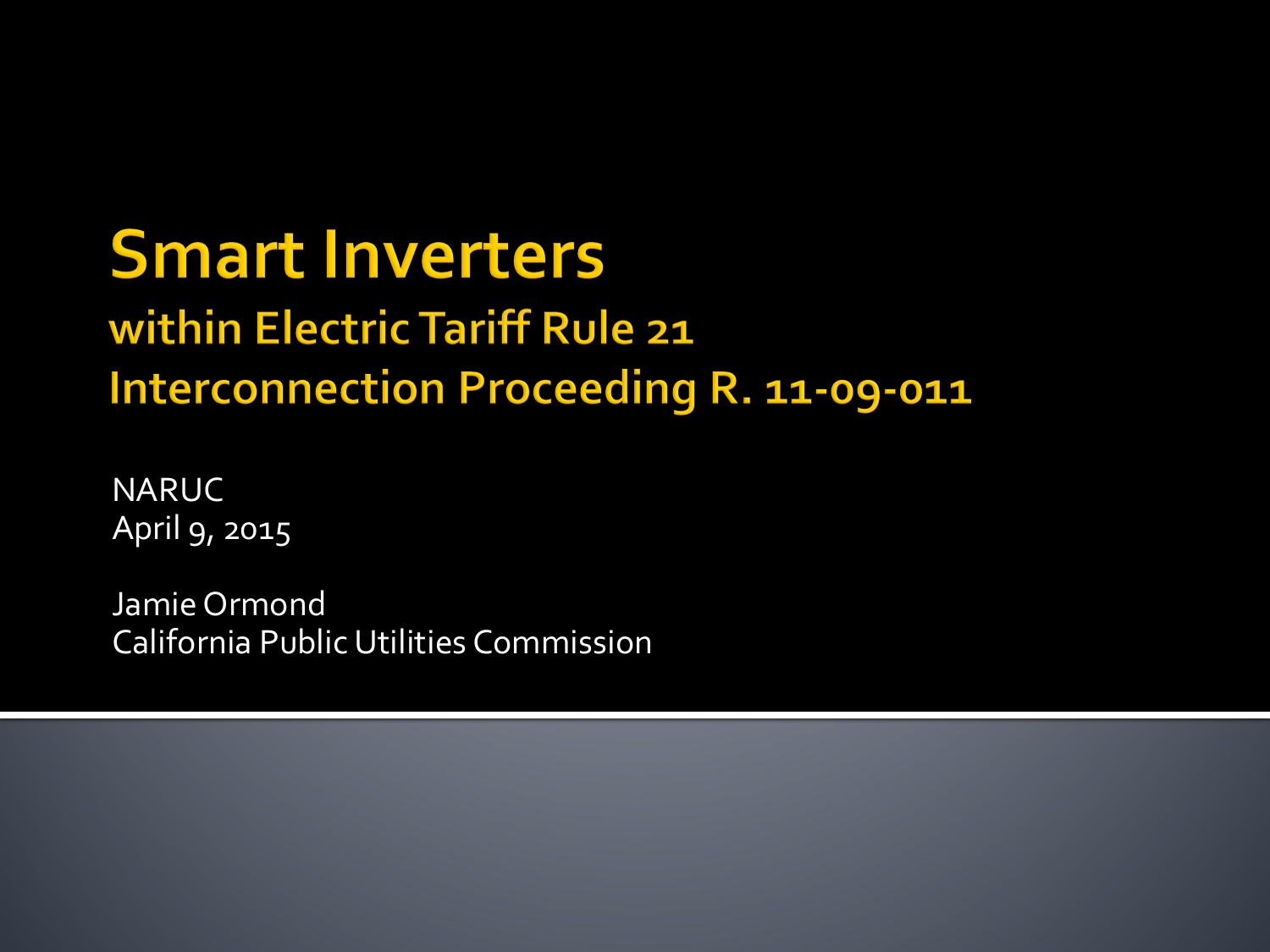# Smart Inverters

## within Electric Tariff Rule 21 Interconnection Proceeding R. 11-09-011

NARUC
April 9, 2015

Jamie Ormond
California Public Utilities Commission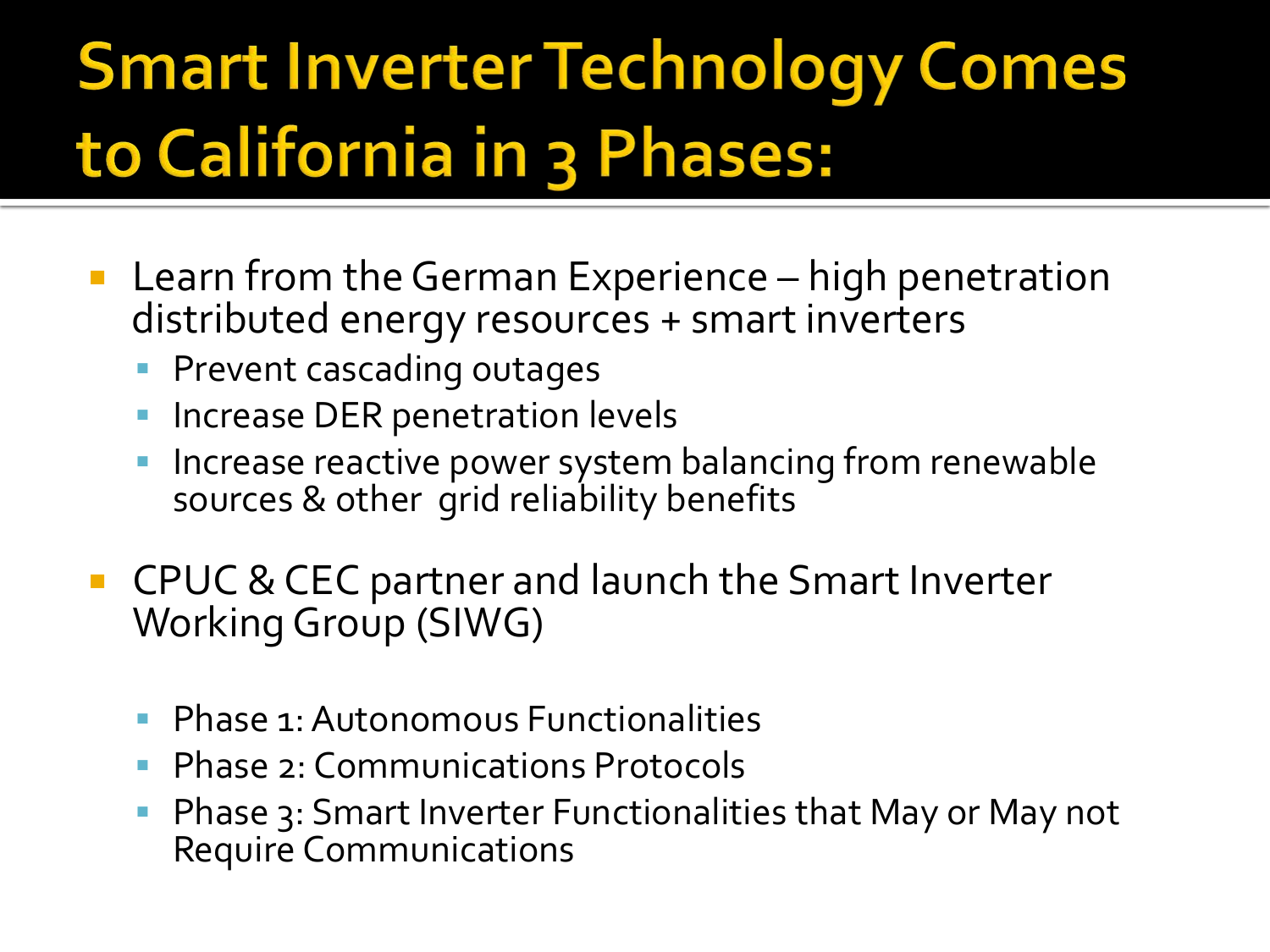# Smart Inverter Technology Comes to California in 3 Phases:

- Learn from the German Experience – high penetration distributed energy resources + smart inverters
  - Prevent cascading outages
  - Increase DER penetration levels
  - Increase reactive power system balancing from renewable sources & other grid reliability benefits
- CPUC & CEC partner and launch the Smart Inverter Working Group (SIWG)
  - Phase 1: Autonomous Functionalities
  - Phase 2: Communications Protocols
  - Phase 3: Smart Inverter Functionalities that May or May not Require Communications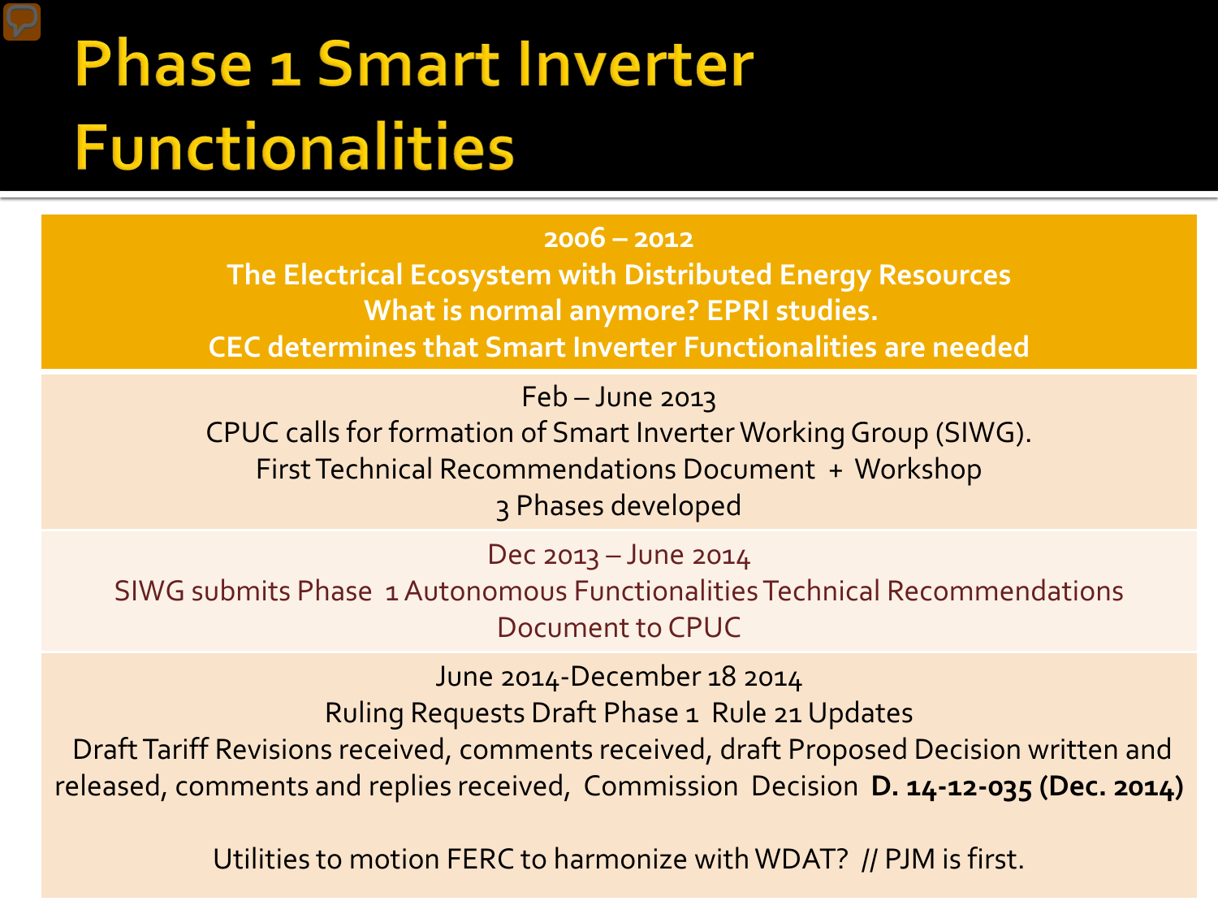# Phase 1 Smart Inverter Functionalities

**2006 – 2012**
**The Electrical Ecosystem with Distributed Energy Resources**
**What is normal anymore? EPRI studies.**
**CEC determines that Smart Inverter Functionalities are needed**

Feb – June 2013
CPUC calls for formation of Smart Inverter Working Group (SIWG).
First Technical Recommendations Document + Workshop
3 Phases developed

Dec 2013 – June 2014
SIWG submits Phase 1 Autonomous Functionalities Technical Recommendations Document to CPUC

June 2014-December 18 2014
Ruling Requests Draft Phase 1 Rule 21 Updates
Draft Tariff Revisions received, comments received, draft Proposed Decision written and released, comments and replies received, Commission Decision **D. 14-12-035 (Dec. 2014)**

Utilities to motion FERC to harmonize with WDAT? // PJM is first.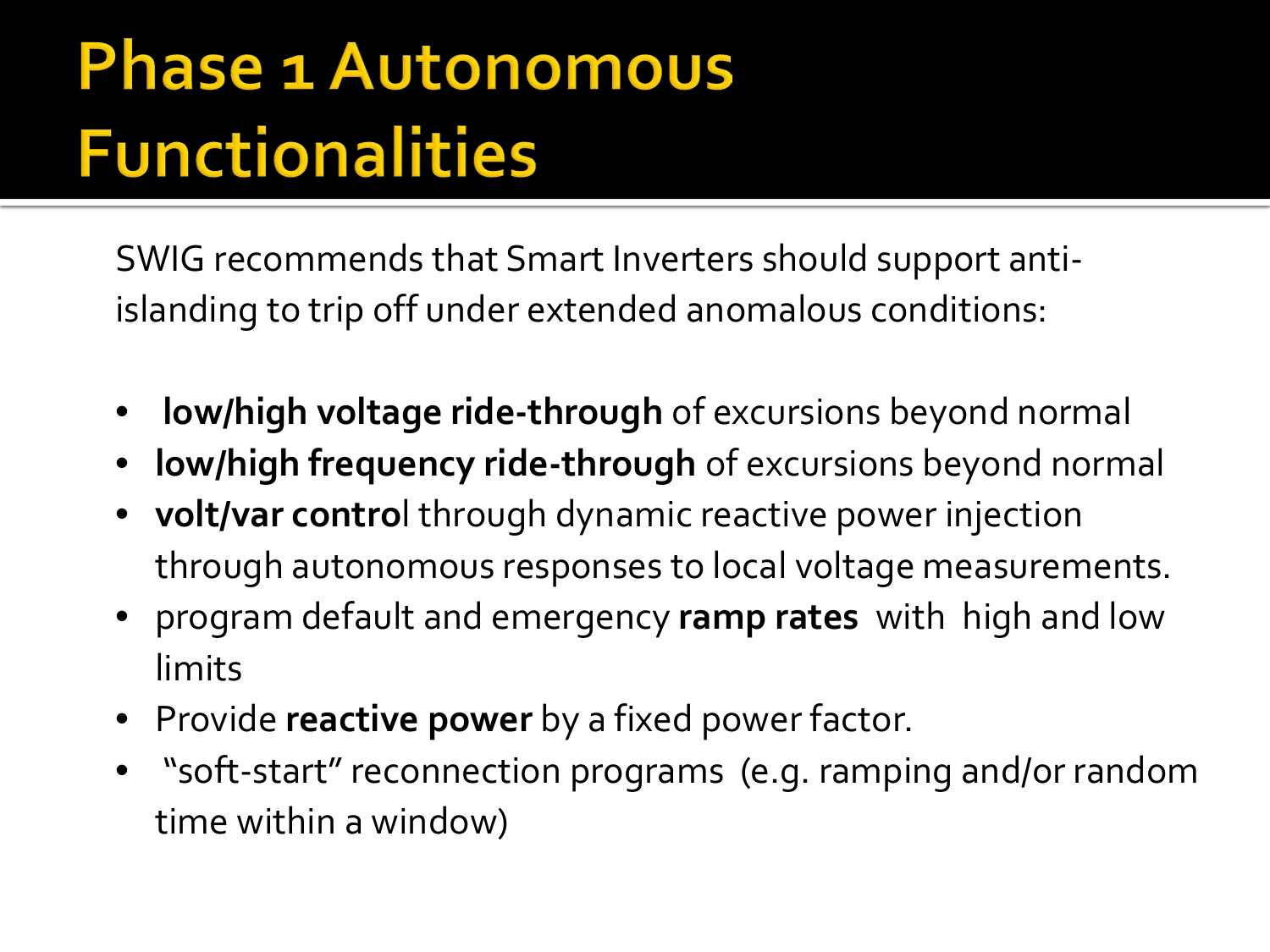# Phase 1 Autonomous Functionalities

SWIG recommends that Smart Inverters should support anti-islanding to trip off under extended anomalous conditions:

- **low/high voltage ride-through** of excursions beyond normal
- **low/high frequency ride-through** of excursions beyond normal
- **volt/var control** through dynamic reactive power injection through autonomous responses to local voltage measurements.
- program default and emergency **ramp rates** with high and low limits
- Provide **reactive power** by a fixed power factor.
- "soft-start" reconnection programs (e.g. ramping and/or random time within a window)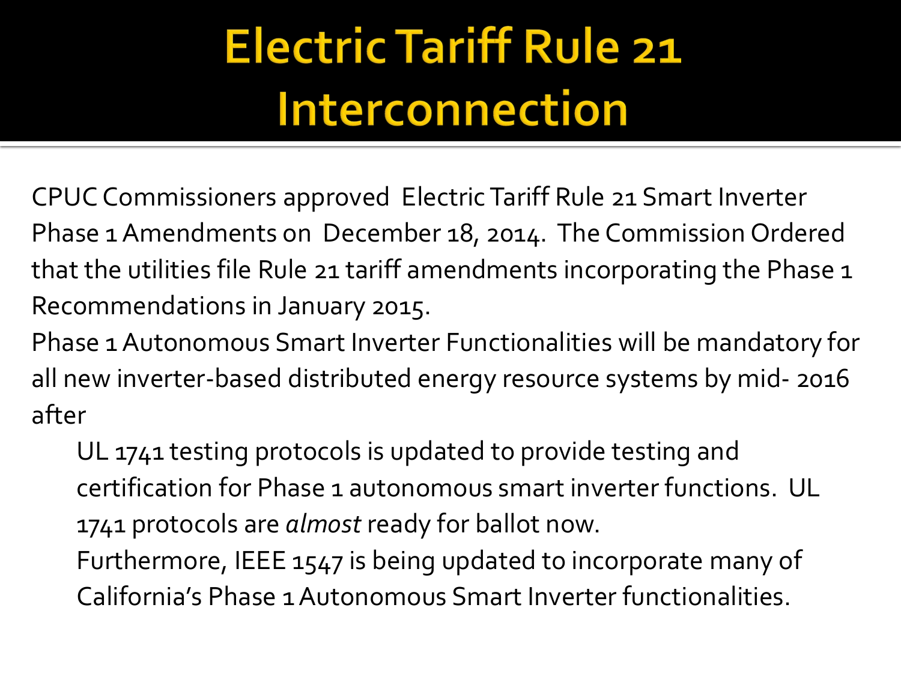# Electric Tariff Rule 21 Interconnection

CPUC Commissioners approved Electric Tariff Rule 21 Smart Inverter Phase 1 Amendments on December 18, 2014. The Commission Ordered that the utilities file Rule 21 tariff amendments incorporating the Phase 1 Recommendations in January 2015.

Phase 1 Autonomous Smart Inverter Functionalities will be mandatory for all new inverter-based distributed energy resource systems by mid- 2016 after

- UL 1741 testing protocols is updated to provide testing and certification for Phase 1 autonomous smart inverter functions. UL 1741 protocols are *almost* ready for ballot now.
- Furthermore, IEEE 1547 is being updated to incorporate many of California's Phase 1 Autonomous Smart Inverter functionalities.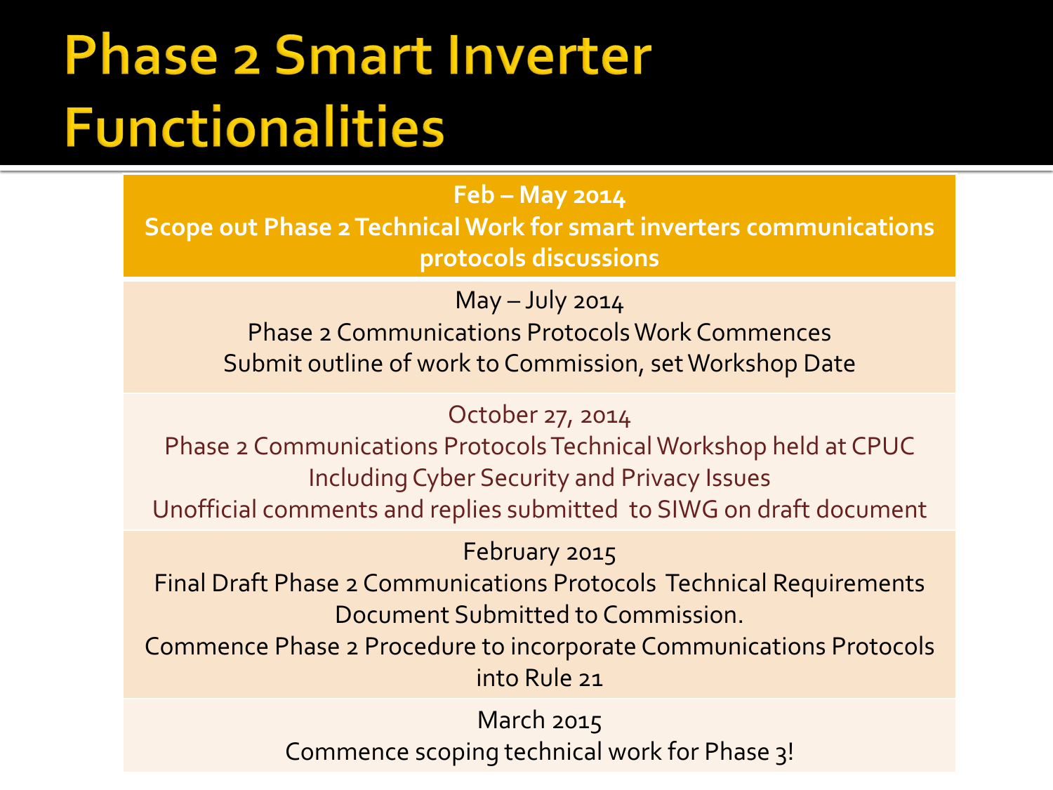# Phase 2 Smart Inverter Functionalities

**Feb – May 2014**
**Scope out Phase 2 Technical Work for smart inverters communications protocols discussions**

May – July 2014
Phase 2 Communications Protocols Work Commences
Submit outline of work to Commission, set Workshop Date

October 27, 2014
Phase 2 Communications Protocols Technical Workshop held at CPUC Including Cyber Security and Privacy Issues
Unofficial comments and replies submitted to SIWG on draft document

February 2015
Final Draft Phase 2 Communications Protocols Technical Requirements Document Submitted to Commission.
Commence Phase 2 Procedure to incorporate Communications Protocols into Rule 21

March 2015
Commence scoping technical work for Phase 3!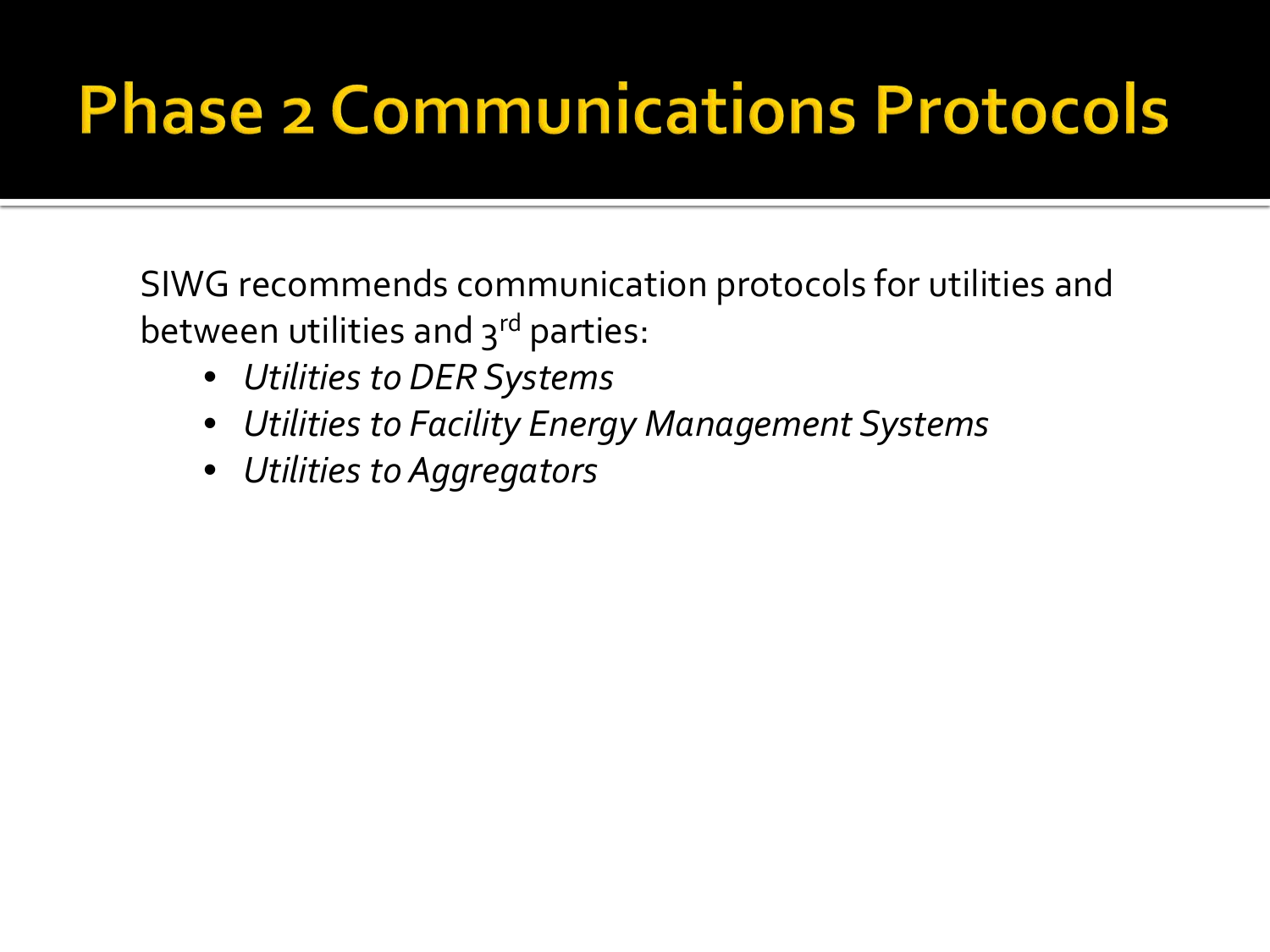# Phase 2 Communications Protocols

SIWG recommends communication protocols for utilities and between utilities and 3rd parties:

- *Utilities to DER Systems*
- *Utilities to Facility Energy Management Systems*
- *Utilities to Aggregators*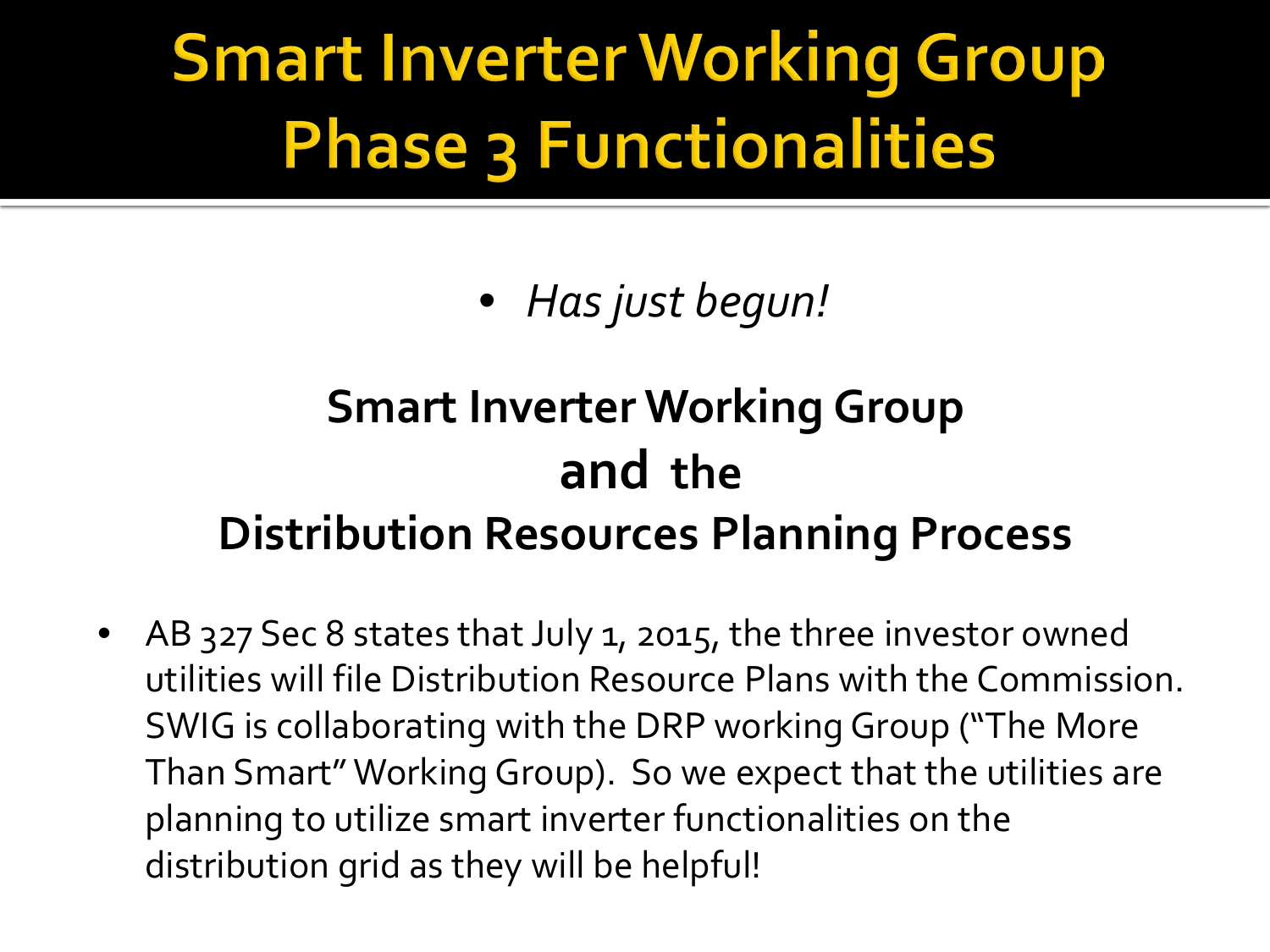# Smart Inverter Working Group Phase 3 Functionalities

- *Has just begun!*

## Smart Inverter Working Group and the Distribution Resources Planning Process

- AB 327 Sec 8 states that July 1, 2015, the three investor owned utilities will file Distribution Resource Plans with the Commission. SWIG is collaborating with the DRP working Group ("The More Than Smart" Working Group). So we expect that the utilities are planning to utilize smart inverter functionalities on the distribution grid as they will be helpful!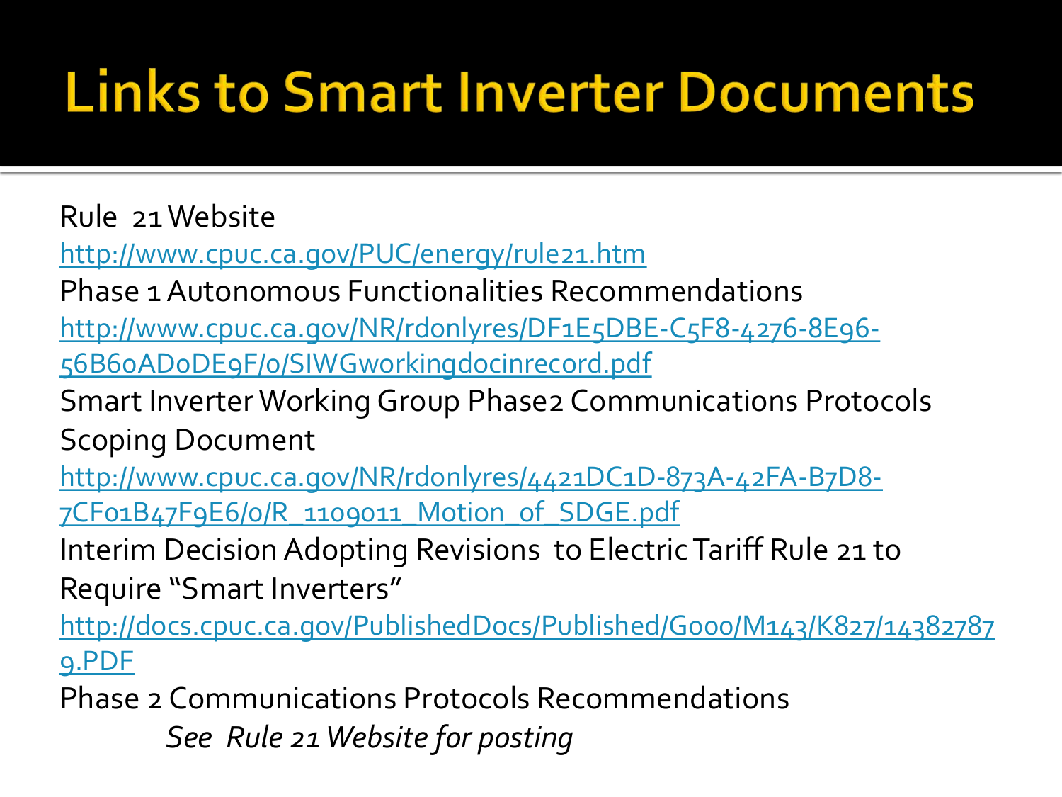# Links to Smart Inverter Documents

Rule 21 Website

http://www.cpuc.ca.gov/PUC/energy/rule21.htm

Phase 1 Autonomous Functionalities Recommendations

http://www.cpuc.ca.gov/NR/rdonlyres/DF1E5DBE-C5F8-4276-8E96-56B60AD0DE9F/0/SIWGworkingdocinrecord.pdf

Smart Inverter Working Group Phase2 Communications Protocols Scoping Document

http://www.cpuc.ca.gov/NR/rdonlyres/4421DC1D-873A-42FA-B7D8-7CF01B47F9E6/0/R_1109011_Motion_of_SDGE.pdf

Interim Decision Adopting Revisions to Electric Tariff Rule 21 to Require "Smart Inverters"

http://docs.cpuc.ca.gov/PublishedDocs/Published/G000/M143/K827/143827879.PDF

Phase 2 Communications Protocols Recommendations

*See Rule 21 Website for posting*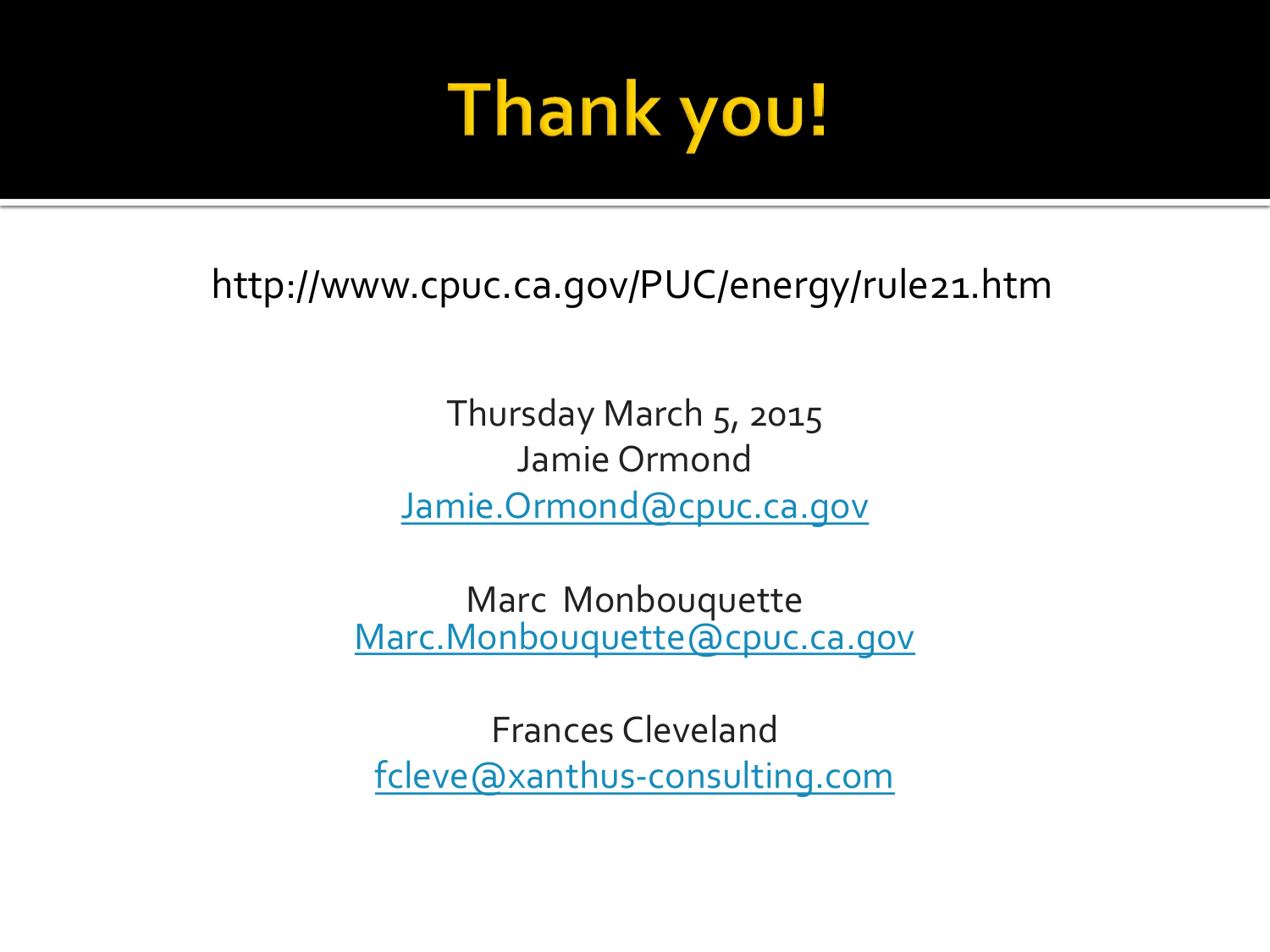# Thank you!

http://www.cpuc.ca.gov/PUC/energy/rule21.htm

Thursday March 5, 2015
Jamie Ormond
Jamie.Ormond@cpuc.ca.gov

Marc Monbouquette
Marc.Monbouquette@cpuc.ca.gov

Frances Cleveland
fcleve@xanthus-consulting.com